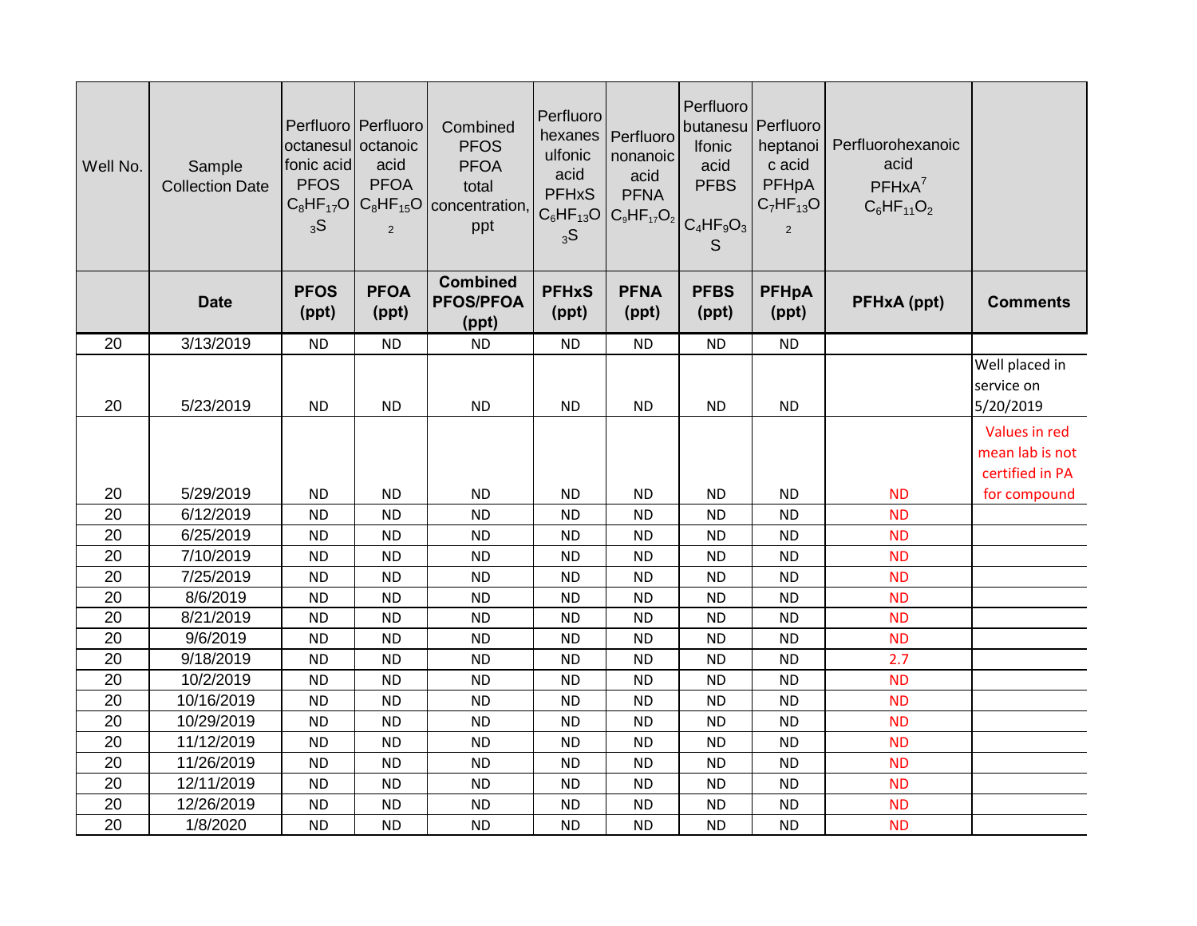| Well No. | Sample Collection Date | Perfluorooctanesulfonic acid PFOS $C_8HF_{17}O_3S$ | Perfluorooctanoic acid PFOA $C_8HF_{15}O_2$ | Combined PFOS PFOA total concentration, ppt | Perfluorohexanesulfonic acid PFHxS $C_6HF_{13}O_3S$ | Perfluorononanoic acid PFNA $C_9HF_{17}O_2$ | Perfluorobutanesulfonic acid PFBS $C_4HF_9O_3S$ | Perfluoroheptanoic acid PFHpA $C_7HF_{13}O_2$ | Perfluorohexanoic acid PFHxA[7] $C_6HF_{11}O_2$ | |
|---|---|---|---|---|---|---|---|---|---|---|
| | **Date** | **PFOS (ppt)** | **PFOA (ppt)** | **Combined PFOS/PFOA (ppt)** | **PFHxS (ppt)** | **PFNA (ppt)** | **PFBS (ppt)** | **PFHpA (ppt)** | **PFHxA (ppt)** | **Comments** |
| 20 | 3/13/2019 | ND | ND | ND | ND | ND | ND | ND | | |
| 20 | 5/23/2019 | ND | ND | ND | ND | ND | ND | ND | | Well placed in service on 5/20/2019 |
| 20 | 5/29/2019 | ND | ND | ND | ND | ND | ND | ND | ND | Values in red mean lab is not certified in PA for compound |
| 20 | 6/12/2019 | ND | ND | ND | ND | ND | ND | ND | ND | |
| 20 | 6/25/2019 | ND | ND | ND | ND | ND | ND | ND | ND | |
| 20 | 7/10/2019 | ND | ND | ND | ND | ND | ND | ND | ND | |
| 20 | 7/25/2019 | ND | ND | ND | ND | ND | ND | ND | ND | |
| 20 | 8/6/2019 | ND | ND | ND | ND | ND | ND | ND | ND | |
| 20 | 8/21/2019 | ND | ND | ND | ND | ND | ND | ND | ND | |
| 20 | 9/6/2019 | ND | ND | ND | ND | ND | ND | ND | ND | |
| 20 | 9/18/2019 | ND | ND | ND | ND | ND | ND | ND | 2.7 | |
| 20 | 10/2/2019 | ND | ND | ND | ND | ND | ND | ND | ND | |
| 20 | 10/16/2019 | ND | ND | ND | ND | ND | ND | ND | ND | |
| 20 | 10/29/2019 | ND | ND | ND | ND | ND | ND | ND | ND | |
| 20 | 11/12/2019 | ND | ND | ND | ND | ND | ND | ND | ND | |
| 20 | 11/26/2019 | ND | ND | ND | ND | ND | ND | ND | ND | |
| 20 | 12/11/2019 | ND | ND | ND | ND | ND | ND | ND | ND | |
| 20 | 12/26/2019 | ND | ND | ND | ND | ND | ND | ND | ND | |
| 20 | 1/8/2020 | ND | ND | ND | ND | ND | ND | ND | ND | |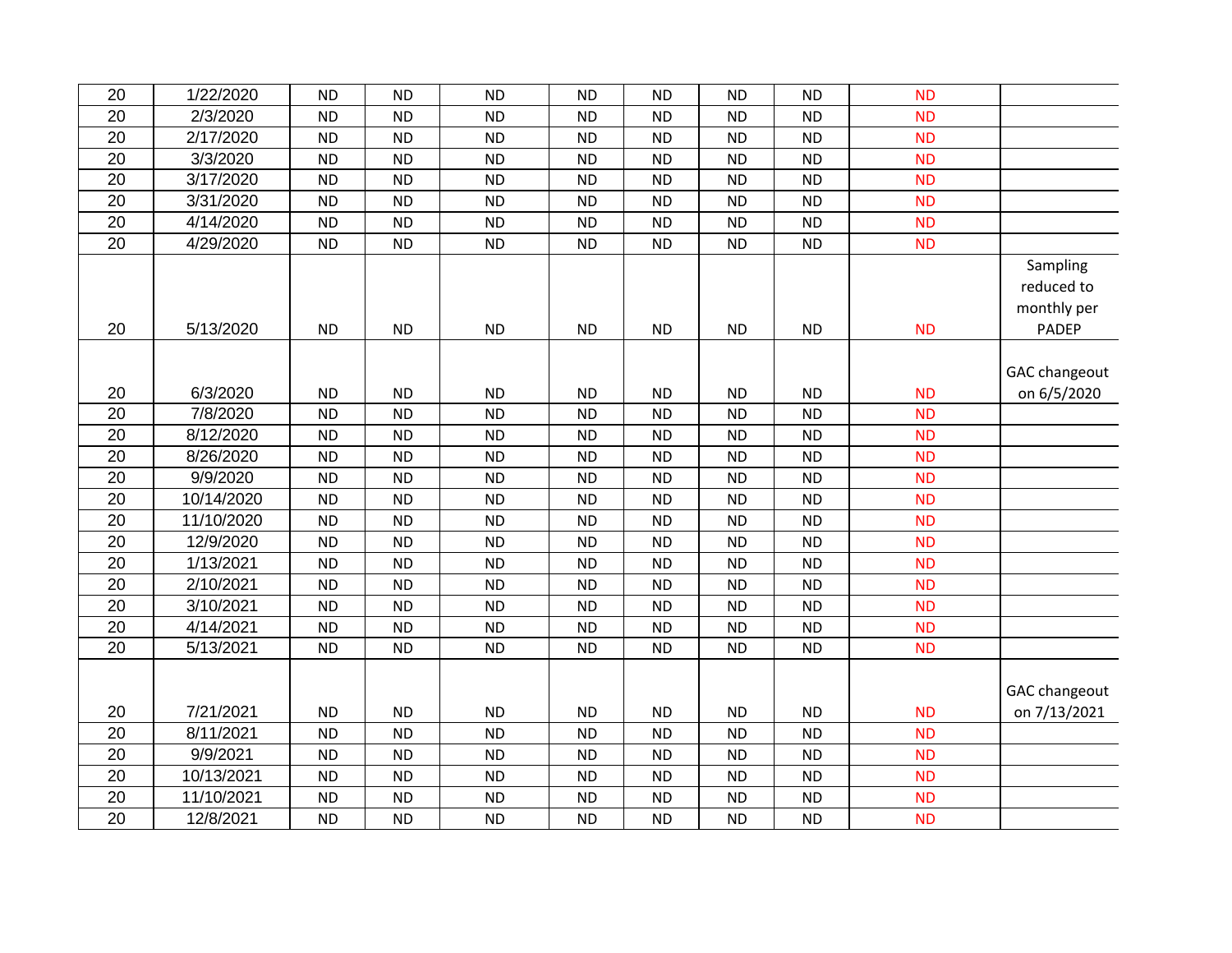| | | | | | | | | | | |
|---|---|---|---|---|---|---|---|---|---|---|
| 20 | 1/22/2020 | ND | ND | ND | ND | ND | ND | ND | ND | |
| 20 | 2/3/2020 | ND | ND | ND | ND | ND | ND | ND | ND | |
| 20 | 2/17/2020 | ND | ND | ND | ND | ND | ND | ND | ND | |
| 20 | 3/3/2020 | ND | ND | ND | ND | ND | ND | ND | ND | |
| 20 | 3/17/2020 | ND | ND | ND | ND | ND | ND | ND | ND | |
| 20 | 3/31/2020 | ND | ND | ND | ND | ND | ND | ND | ND | |
| 20 | 4/14/2020 | ND | ND | ND | ND | ND | ND | ND | ND | |
| 20 | 4/29/2020 | ND | ND | ND | ND | ND | ND | ND | ND | |
| 20 | 5/13/2020 | ND | ND | ND | ND | ND | ND | ND | ND | Sampling reduced to monthly per PADEP |
| 20 | 6/3/2020 | ND | ND | ND | ND | ND | ND | ND | ND | GAC changeout on 6/5/2020 |
| 20 | 7/8/2020 | ND | ND | ND | ND | ND | ND | ND | ND | |
| 20 | 8/12/2020 | ND | ND | ND | ND | ND | ND | ND | ND | |
| 20 | 8/26/2020 | ND | ND | ND | ND | ND | ND | ND | ND | |
| 20 | 9/9/2020 | ND | ND | ND | ND | ND | ND | ND | ND | |
| 20 | 10/14/2020 | ND | ND | ND | ND | ND | ND | ND | ND | |
| 20 | 11/10/2020 | ND | ND | ND | ND | ND | ND | ND | ND | |
| 20 | 12/9/2020 | ND | ND | ND | ND | ND | ND | ND | ND | |
| 20 | 1/13/2021 | ND | ND | ND | ND | ND | ND | ND | ND | |
| 20 | 2/10/2021 | ND | ND | ND | ND | ND | ND | ND | ND | |
| 20 | 3/10/2021 | ND | ND | ND | ND | ND | ND | ND | ND | |
| 20 | 4/14/2021 | ND | ND | ND | ND | ND | ND | ND | ND | |
| 20 | 5/13/2021 | ND | ND | ND | ND | ND | ND | ND | ND | |
| 20 | 7/21/2021 | ND | ND | ND | ND | ND | ND | ND | ND | GAC changeout on 7/13/2021 |
| 20 | 8/11/2021 | ND | ND | ND | ND | ND | ND | ND | ND | |
| 20 | 9/9/2021 | ND | ND | ND | ND | ND | ND | ND | ND | |
| 20 | 10/13/2021 | ND | ND | ND | ND | ND | ND | ND | ND | |
| 20 | 11/10/2021 | ND | ND | ND | ND | ND | ND | ND | ND | |
| 20 | 12/8/2021 | ND | ND | ND | ND | ND | ND | ND | ND | |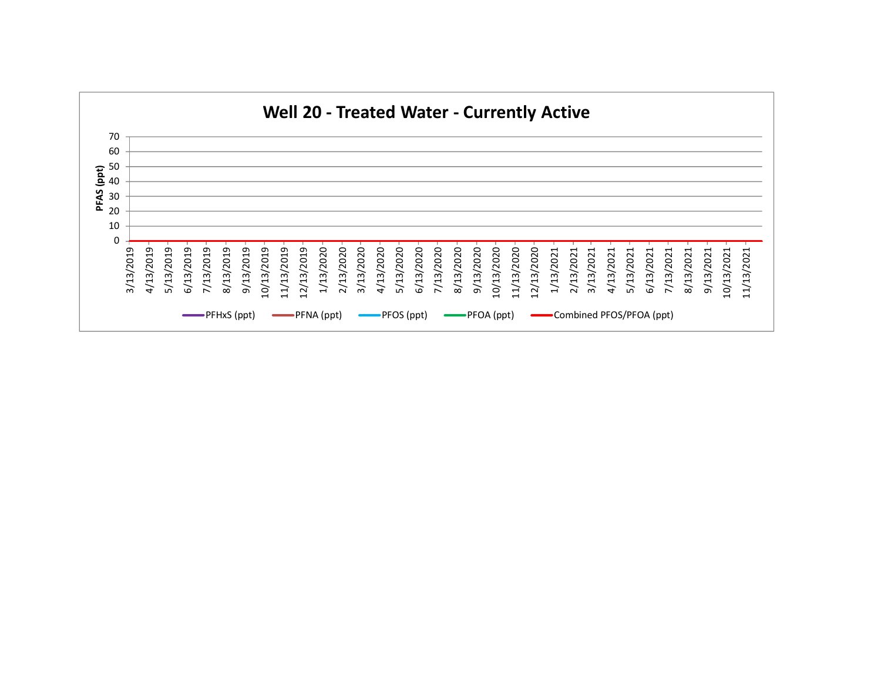Well 20 - Treated Water - Currently Active

PFAS (ppt)

70
60
50
40
30
20
10
0

3/13/2019
4/13/2019
5/13/2019
6/13/2019
7/13/2019
8/13/2019
9/13/2019
10/13/2019
11/13/2019
12/13/2019
1/13/2020
2/13/2020
3/13/2020
4/13/2020
5/13/2020
6/13/2020
7/13/2020
8/13/2020
9/13/2020
10/13/2020
11/13/2020
12/13/2020
1/13/2021
2/13/2021
3/13/2021
4/13/2021
5/13/2021
6/13/2021
7/13/2021
8/13/2021
9/13/2021
10/13/2021
11/13/2021

PFHxS (ppt)
PFNA (ppt)
PFOS (ppt)
PFOA (ppt)
Combined PFOS/PFOA (ppt)